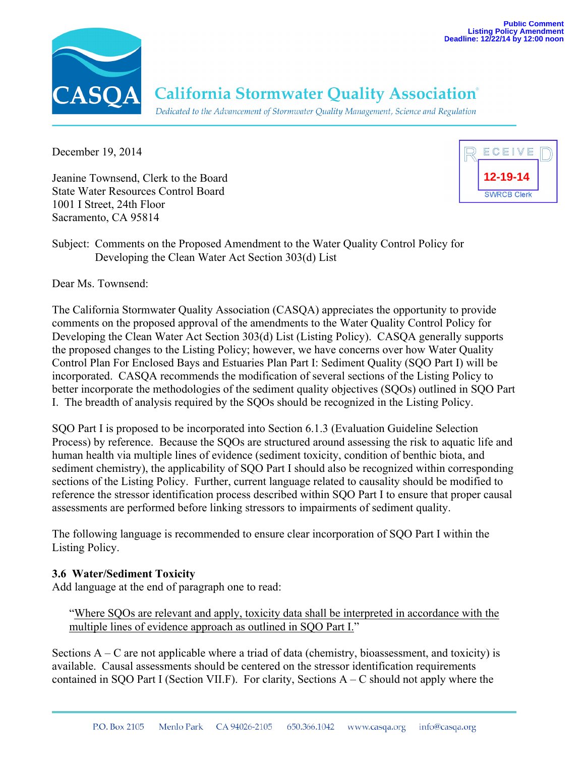Public Comment
Listing Policy Amendment
Deadline: 12/22/14 by 12:00 noon

# CASQA California Stormwater Quality Association®

*Dedicated to the Advancement of Stormwater Quality Management, Science and Regulation*

December 19, 2014

RECEIVED
12-19-14
SWRCB Clerk

Jeanine Townsend, Clerk to the Board
State Water Resources Control Board
1001 I Street, 24th Floor
Sacramento, CA 95814

Subject: Comments on the Proposed Amendment to the Water Quality Control Policy for Developing the Clean Water Act Section 303(d) List

Dear Ms. Townsend:

The California Stormwater Quality Association (CASQA) appreciates the opportunity to provide comments on the proposed approval of the amendments to the Water Quality Control Policy for Developing the Clean Water Act Section 303(d) List (Listing Policy). CASQA generally supports the proposed changes to the Listing Policy; however, we have concerns over how Water Quality Control Plan For Enclosed Bays and Estuaries Plan Part I: Sediment Quality (SQO Part I) will be incorporated. CASQA recommends the modification of several sections of the Listing Policy to better incorporate the methodologies of the sediment quality objectives (SQOs) outlined in SQO Part I. The breadth of analysis required by the SQOs should be recognized in the Listing Policy.

SQO Part I is proposed to be incorporated into Section 6.1.3 (Evaluation Guideline Selection Process) by reference. Because the SQOs are structured around assessing the risk to aquatic life and human health via multiple lines of evidence (sediment toxicity, condition of benthic biota, and sediment chemistry), the applicability of SQO Part I should also be recognized within corresponding sections of the Listing Policy. Further, current language related to causality should be modified to reference the stressor identification process described within SQO Part I to ensure that proper causal assessments are performed before linking stressors to impairments of sediment quality.

The following language is recommended to ensure clear incorporation of SQO Part I within the Listing Policy.

**3.6 Water/Sediment Toxicity**
Add language at the end of paragraph one to read:

> "<u>Where SQOs are relevant and apply, toxicity data shall be interpreted in accordance with the multiple lines of evidence approach as outlined in SQO Part I.</u>"

Sections A – C are not applicable where a triad of data (chemistry, bioassessment, and toxicity) is available. Causal assessments should be centered on the stressor identification requirements contained in SQO Part I (Section VII.F). For clarity, Sections A – C should not apply where the

P.O. Box 2105 Menlo Park CA 94026-2105 650.366.1042 www.casqa.org info@casqa.org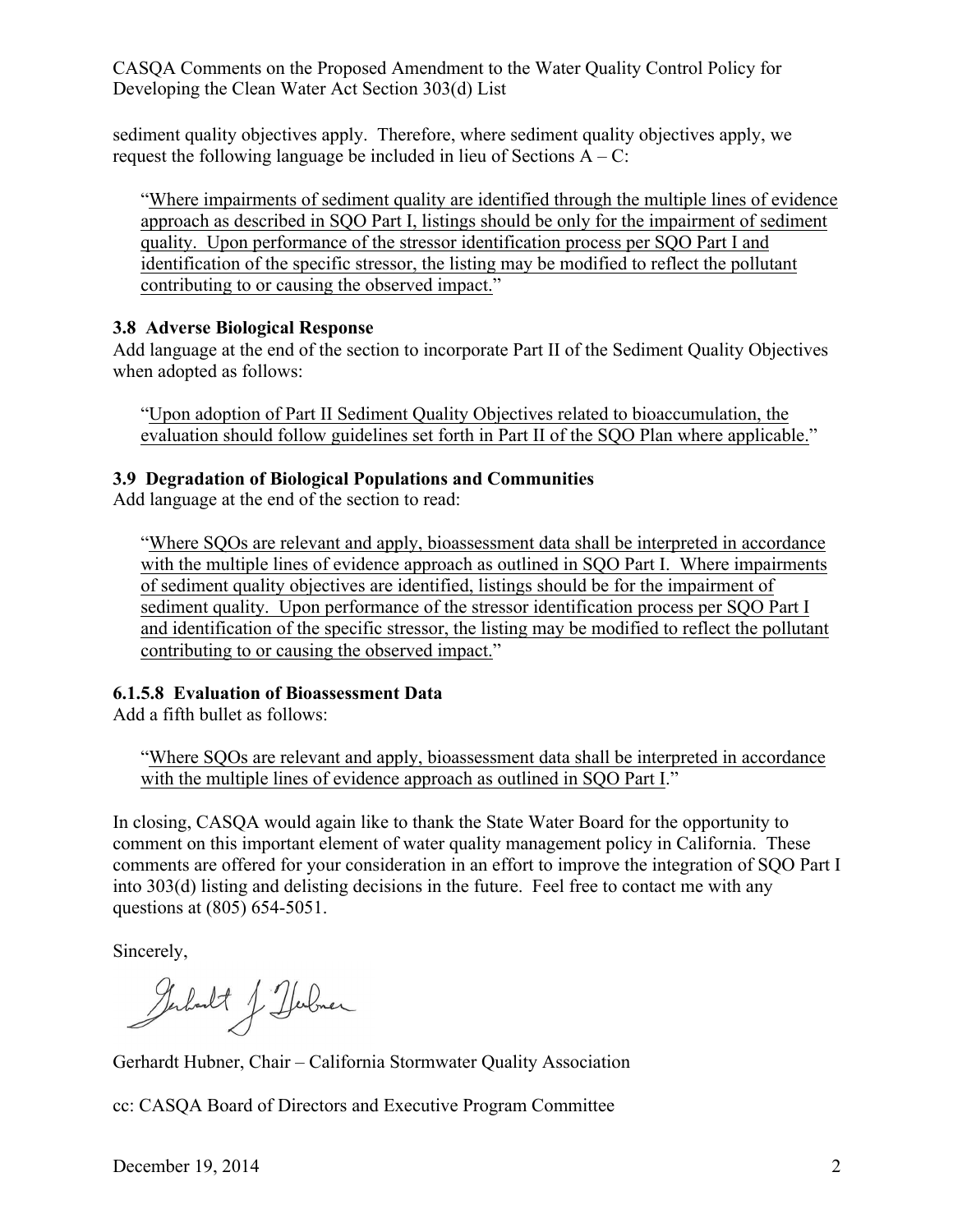sediment quality objectives apply. Therefore, where sediment quality objectives apply, we request the following language be included in lieu of Sections A – C:

> "Where impairments of sediment quality are identified through the multiple lines of evidence approach as described in SQO Part I, listings should be only for the impairment of sediment quality. Upon performance of the stressor identification process per SQO Part I and identification of the specific stressor, the listing may be modified to reflect the pollutant contributing to or causing the observed impact."

### 3.8 Adverse Biological Response

Add language at the end of the section to incorporate Part II of the Sediment Quality Objectives when adopted as follows:

> "Upon adoption of Part II Sediment Quality Objectives related to bioaccumulation, the evaluation should follow guidelines set forth in Part II of the SQO Plan where applicable."

### 3.9 Degradation of Biological Populations and Communities

Add language at the end of the section to read:

> "Where SQOs are relevant and apply, bioassessment data shall be interpreted in accordance with the multiple lines of evidence approach as outlined in SQO Part I. Where impairments of sediment quality objectives are identified, listings should be for the impairment of sediment quality. Upon performance of the stressor identification process per SQO Part I and identification of the specific stressor, the listing may be modified to reflect the pollutant contributing to or causing the observed impact."

### 6.1.5.8 Evaluation of Bioassessment Data

Add a fifth bullet as follows:

> "Where SQOs are relevant and apply, bioassessment data shall be interpreted in accordance with the multiple lines of evidence approach as outlined in SQO Part I."

In closing, CASQA would again like to thank the State Water Board for the opportunity to comment on this important element of water quality management policy in California. These comments are offered for your consideration in an effort to improve the integration of SQO Part I into 303(d) listing and delisting decisions in the future. Feel free to contact me with any questions at (805) 654-5051.

Sincerely,

Gerhardt J. Hubner

Gerhardt Hubner, Chair – California Stormwater Quality Association

cc: CASQA Board of Directors and Executive Program Committee

December 19, 2014